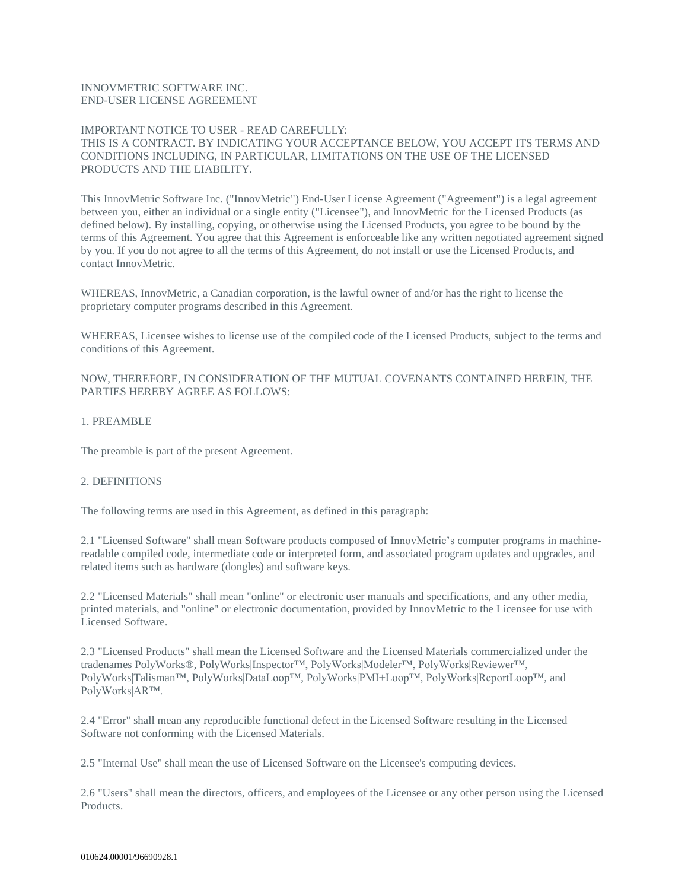# INNOVMETRIC SOFTWARE INC.
# END-USER LICENSE AGREEMENT

IMPORTANT NOTICE TO USER - READ CAREFULLY:
THIS IS A CONTRACT. BY INDICATING YOUR ACCEPTANCE BELOW, YOU ACCEPT ITS TERMS AND CONDITIONS INCLUDING, IN PARTICULAR, LIMITATIONS ON THE USE OF THE LICENSED PRODUCTS AND THE LIABILITY.

This InnovMetric Software Inc. ("InnovMetric") End-User License Agreement ("Agreement") is a legal agreement between you, either an individual or a single entity ("Licensee"), and InnovMetric for the Licensed Products (as defined below). By installing, copying, or otherwise using the Licensed Products, you agree to be bound by the terms of this Agreement. You agree that this Agreement is enforceable like any written negotiated agreement signed by you. If you do not agree to all the terms of this Agreement, do not install or use the Licensed Products, and contact InnovMetric.

WHEREAS, InnovMetric, a Canadian corporation, is the lawful owner of and/or has the right to license the proprietary computer programs described in this Agreement.

WHEREAS, Licensee wishes to license use of the compiled code of the Licensed Products, subject to the terms and conditions of this Agreement.

NOW, THEREFORE, IN CONSIDERATION OF THE MUTUAL COVENANTS CONTAINED HEREIN, THE PARTIES HEREBY AGREE AS FOLLOWS:

## 1. PREAMBLE

The preamble is part of the present Agreement.

## 2. DEFINITIONS

The following terms are used in this Agreement, as defined in this paragraph:

2.1 "Licensed Software" shall mean Software products composed of InnovMetric's computer programs in machine-readable compiled code, intermediate code or interpreted form, and associated program updates and upgrades, and related items such as hardware (dongles) and software keys.

2.2 "Licensed Materials" shall mean "online" or electronic user manuals and specifications, and any other media, printed materials, and "online" or electronic documentation, provided by InnovMetric to the Licensee for use with Licensed Software.

2.3 "Licensed Products" shall mean the Licensed Software and the Licensed Materials commercialized under the tradenames PolyWorks®, PolyWorks|Inspector™, PolyWorks|Modeler™, PolyWorks|Reviewer™, PolyWorks|Talisman™, PolyWorks|DataLoop™, PolyWorks|PMI+Loop™, PolyWorks|ReportLoop™, and PolyWorks|AR™.

2.4 "Error" shall mean any reproducible functional defect in the Licensed Software resulting in the Licensed Software not conforming with the Licensed Materials.

2.5 "Internal Use" shall mean the use of Licensed Software on the Licensee's computing devices.

2.6 "Users" shall mean the directors, officers, and employees of the Licensee or any other person using the Licensed Products.

010624.00001/96690928.1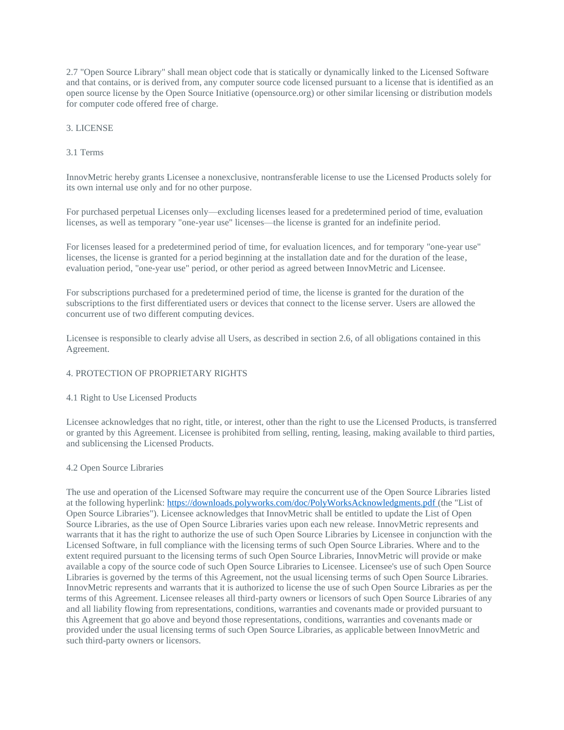2.7 "Open Source Library" shall mean object code that is statically or dynamically linked to the Licensed Software and that contains, or is derived from, any computer source code licensed pursuant to a license that is identified as an open source license by the Open Source Initiative (opensource.org) or other similar licensing or distribution models for computer code offered free of charge.

## 3. LICENSE

### 3.1 Terms

InnovMetric hereby grants Licensee a nonexclusive, nontransferable license to use the Licensed Products solely for its own internal use only and for no other purpose.

For purchased perpetual Licenses only—excluding licenses leased for a predetermined period of time, evaluation licenses, as well as temporary "one-year use" licenses—the license is granted for an indefinite period.

For licenses leased for a predetermined period of time, for evaluation licences, and for temporary "one-year use" licenses, the license is granted for a period beginning at the installation date and for the duration of the lease, evaluation period, "one-year use" period, or other period as agreed between InnovMetric and Licensee.

For subscriptions purchased for a predetermined period of time, the license is granted for the duration of the subscriptions to the first differentiated users or devices that connect to the license server. Users are allowed the concurrent use of two different computing devices.

Licensee is responsible to clearly advise all Users, as described in section 2.6, of all obligations contained in this Agreement.

## 4. PROTECTION OF PROPRIETARY RIGHTS

### 4.1 Right to Use Licensed Products

Licensee acknowledges that no right, title, or interest, other than the right to use the Licensed Products, is transferred or granted by this Agreement. Licensee is prohibited from selling, renting, leasing, making available to third parties, and sublicensing the Licensed Products.

### 4.2 Open Source Libraries

The use and operation of the Licensed Software may require the concurrent use of the Open Source Libraries listed at the following hyperlink: [https://downloads.polyworks.com/doc/PolyWorksAcknowledgments.pdf](https://downloads.polyworks.com/doc/PolyWorksAcknowledgments.pdf) (the "List of Open Source Libraries"). Licensee acknowledges that InnovMetric shall be entitled to update the List of Open Source Libraries, as the use of Open Source Libraries varies upon each new release. InnovMetric represents and warrants that it has the right to authorize the use of such Open Source Libraries by Licensee in conjunction with the Licensed Software, in full compliance with the licensing terms of such Open Source Libraries. Where and to the extent required pursuant to the licensing terms of such Open Source Libraries, InnovMetric will provide or make available a copy of the source code of such Open Source Libraries to Licensee. Licensee's use of such Open Source Libraries is governed by the terms of this Agreement, not the usual licensing terms of such Open Source Libraries. InnovMetric represents and warrants that it is authorized to license the use of such Open Source Libraries as per the terms of this Agreement. Licensee releases all third-party owners or licensors of such Open Source Libraries of any and all liability flowing from representations, conditions, warranties and covenants made or provided pursuant to this Agreement that go above and beyond those representations, conditions, warranties and covenants made or provided under the usual licensing terms of such Open Source Libraries, as applicable between InnovMetric and such third-party owners or licensors.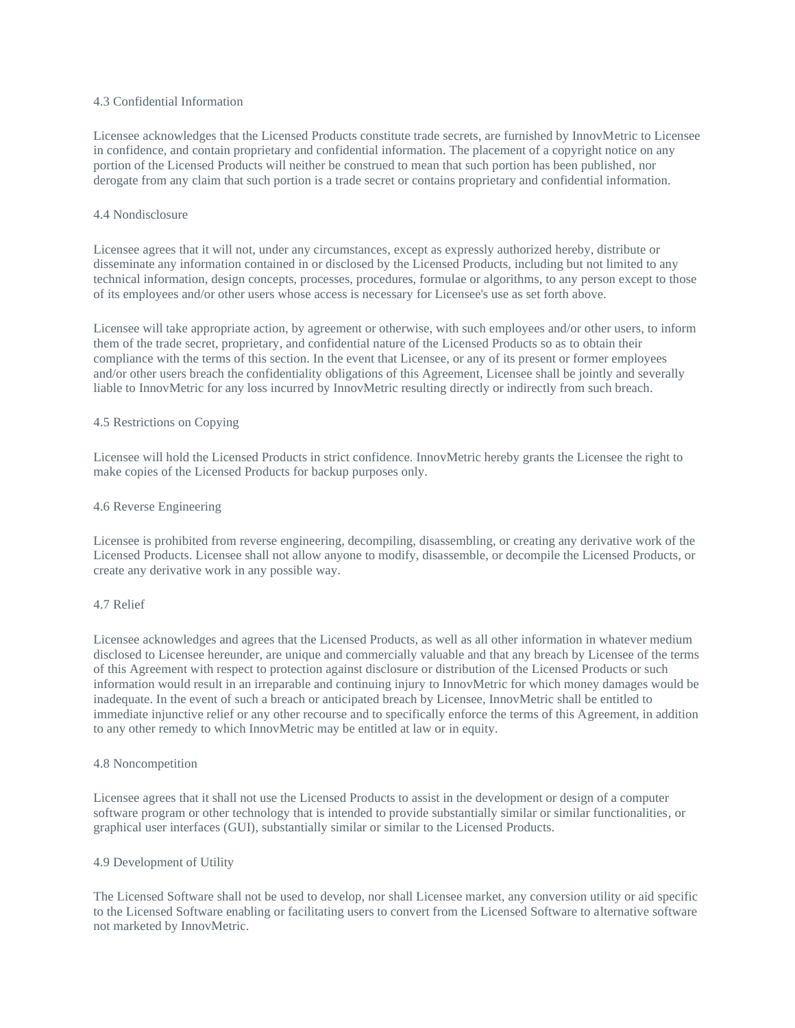### 4.3 Confidential Information

Licensee acknowledges that the Licensed Products constitute trade secrets, are furnished by InnovMetric to Licensee in confidence, and contain proprietary and confidential information. The placement of a copyright notice on any portion of the Licensed Products will neither be construed to mean that such portion has been published, nor derogate from any claim that such portion is a trade secret or contains proprietary and confidential information.

### 4.4 Nondisclosure

Licensee agrees that it will not, under any circumstances, except as expressly authorized hereby, distribute or disseminate any information contained in or disclosed by the Licensed Products, including but not limited to any technical information, design concepts, processes, procedures, formulae or algorithms, to any person except to those of its employees and/or other users whose access is necessary for Licensee's use as set forth above.

Licensee will take appropriate action, by agreement or otherwise, with such employees and/or other users, to inform them of the trade secret, proprietary, and confidential nature of the Licensed Products so as to obtain their compliance with the terms of this section. In the event that Licensee, or any of its present or former employees and/or other users breach the confidentiality obligations of this Agreement, Licensee shall be jointly and severally liable to InnovMetric for any loss incurred by InnovMetric resulting directly or indirectly from such breach.

### 4.5 Restrictions on Copying

Licensee will hold the Licensed Products in strict confidence. InnovMetric hereby grants the Licensee the right to make copies of the Licensed Products for backup purposes only.

### 4.6 Reverse Engineering

Licensee is prohibited from reverse engineering, decompiling, disassembling, or creating any derivative work of the Licensed Products. Licensee shall not allow anyone to modify, disassemble, or decompile the Licensed Products, or create any derivative work in any possible way.

### 4.7 Relief

Licensee acknowledges and agrees that the Licensed Products, as well as all other information in whatever medium disclosed to Licensee hereunder, are unique and commercially valuable and that any breach by Licensee of the terms of this Agreement with respect to protection against disclosure or distribution of the Licensed Products or such information would result in an irreparable and continuing injury to InnovMetric for which money damages would be inadequate. In the event of such a breach or anticipated breach by Licensee, InnovMetric shall be entitled to immediate injunctive relief or any other recourse and to specifically enforce the terms of this Agreement, in addition to any other remedy to which InnovMetric may be entitled at law or in equity.

### 4.8 Noncompetition

Licensee agrees that it shall not use the Licensed Products to assist in the development or design of a computer software program or other technology that is intended to provide substantially similar or similar functionalities, or graphical user interfaces (GUI), substantially similar or similar to the Licensed Products.

### 4.9 Development of Utility

The Licensed Software shall not be used to develop, nor shall Licensee market, any conversion utility or aid specific to the Licensed Software enabling or facilitating users to convert from the Licensed Software to alternative software not marketed by InnovMetric.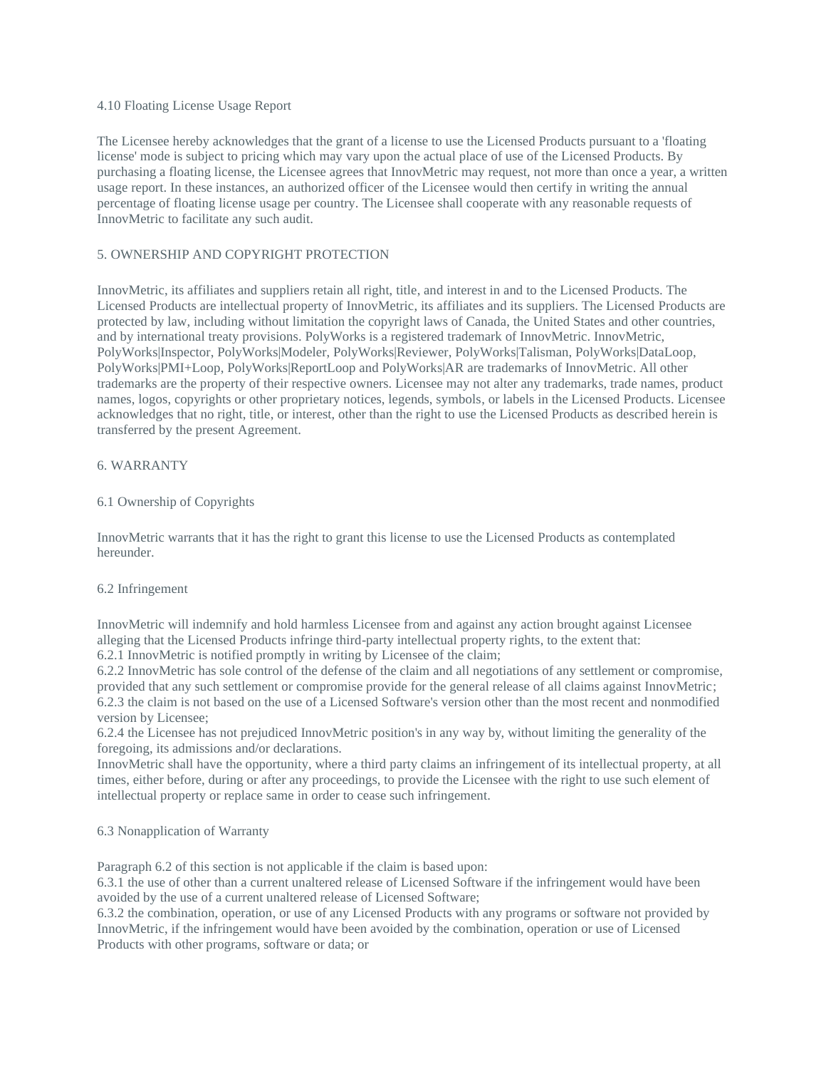### 4.10 Floating License Usage Report

The Licensee hereby acknowledges that the grant of a license to use the Licensed Products pursuant to a 'floating license' mode is subject to pricing which may vary upon the actual place of use of the Licensed Products. By purchasing a floating license, the Licensee agrees that InnovMetric may request, not more than once a year, a written usage report. In these instances, an authorized officer of the Licensee would then certify in writing the annual percentage of floating license usage per country. The Licensee shall cooperate with any reasonable requests of InnovMetric to facilitate any such audit.

## 5. OWNERSHIP AND COPYRIGHT PROTECTION

InnovMetric, its affiliates and suppliers retain all right, title, and interest in and to the Licensed Products. The Licensed Products are intellectual property of InnovMetric, its affiliates and its suppliers. The Licensed Products are protected by law, including without limitation the copyright laws of Canada, the United States and other countries, and by international treaty provisions. PolyWorks is a registered trademark of InnovMetric. InnovMetric, PolyWorks|Inspector, PolyWorks|Modeler, PolyWorks|Reviewer, PolyWorks|Talisman, PolyWorks|DataLoop, PolyWorks|PMI+Loop, PolyWorks|ReportLoop and PolyWorks|AR are trademarks of InnovMetric. All other trademarks are the property of their respective owners. Licensee may not alter any trademarks, trade names, product names, logos, copyrights or other proprietary notices, legends, symbols, or labels in the Licensed Products. Licensee acknowledges that no right, title, or interest, other than the right to use the Licensed Products as described herein is transferred by the present Agreement.

## 6. WARRANTY

### 6.1 Ownership of Copyrights

InnovMetric warrants that it has the right to grant this license to use the Licensed Products as contemplated hereunder.

### 6.2 Infringement

InnovMetric will indemnify and hold harmless Licensee from and against any action brought against Licensee alleging that the Licensed Products infringe third-party intellectual property rights, to the extent that:
6.2.1 InnovMetric is notified promptly in writing by Licensee of the claim;
6.2.2 InnovMetric has sole control of the defense of the claim and all negotiations of any settlement or compromise, provided that any such settlement or compromise provide for the general release of all claims against InnovMetric;
6.2.3 the claim is not based on the use of a Licensed Software's version other than the most recent and nonmodified version by Licensee;
6.2.4 the Licensee has not prejudiced InnovMetric position's in any way by, without limiting the generality of the foregoing, its admissions and/or declarations.
InnovMetric shall have the opportunity, where a third party claims an infringement of its intellectual property, at all times, either before, during or after any proceedings, to provide the Licensee with the right to use such element of intellectual property or replace same in order to cease such infringement.

### 6.3 Nonapplication of Warranty

Paragraph 6.2 of this section is not applicable if the claim is based upon:
6.3.1 the use of other than a current unaltered release of Licensed Software if the infringement would have been avoided by the use of a current unaltered release of Licensed Software;
6.3.2 the combination, operation, or use of any Licensed Products with any programs or software not provided by InnovMetric, if the infringement would have been avoided by the combination, operation or use of Licensed Products with other programs, software or data; or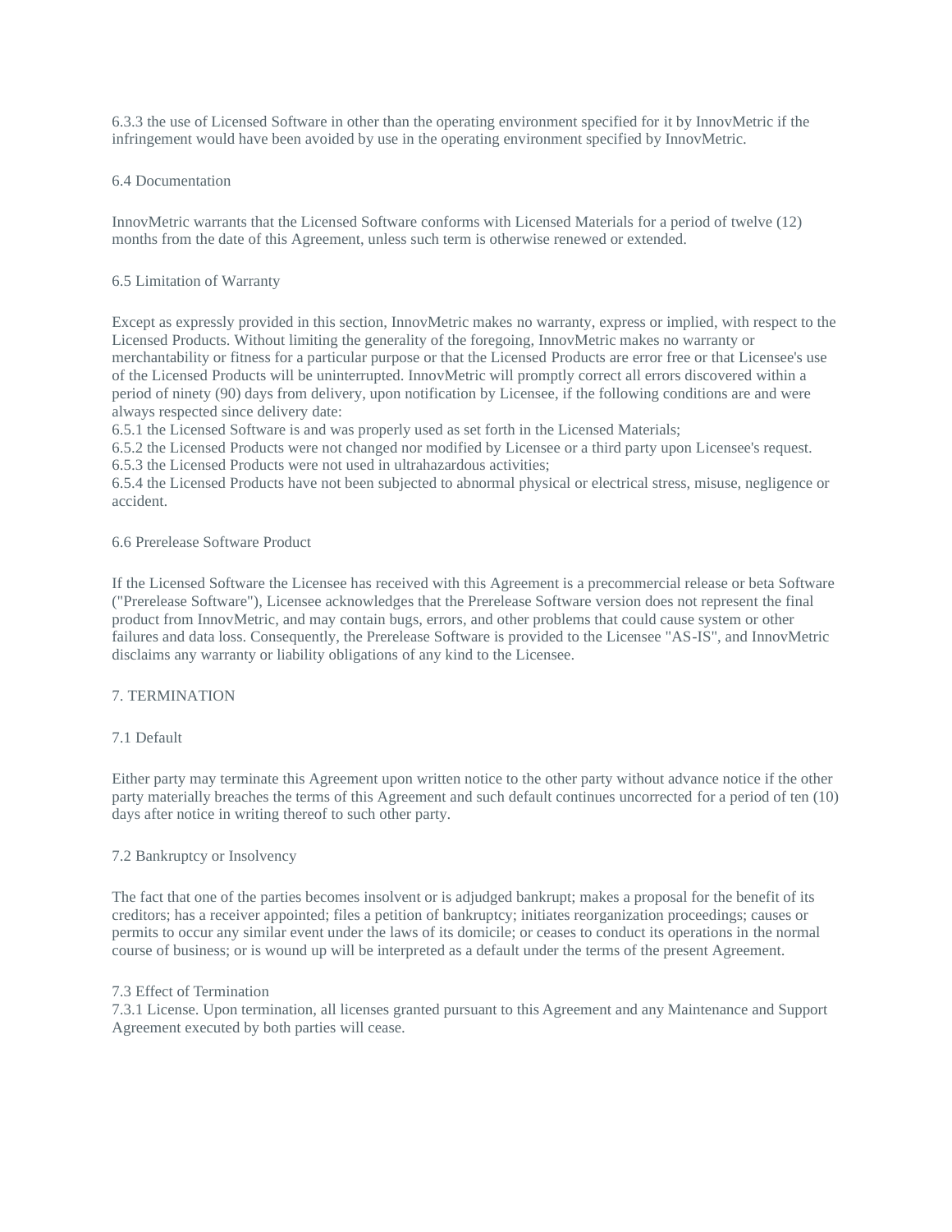6.3.3 the use of Licensed Software in other than the operating environment specified for it by InnovMetric if the infringement would have been avoided by use in the operating environment specified by InnovMetric.

### 6.4 Documentation

InnovMetric warrants that the Licensed Software conforms with Licensed Materials for a period of twelve (12) months from the date of this Agreement, unless such term is otherwise renewed or extended.

### 6.5 Limitation of Warranty

Except as expressly provided in this section, InnovMetric makes no warranty, express or implied, with respect to the Licensed Products. Without limiting the generality of the foregoing, InnovMetric makes no warranty or merchantability or fitness for a particular purpose or that the Licensed Products are error free or that Licensee's use of the Licensed Products will be uninterrupted. InnovMetric will promptly correct all errors discovered within a period of ninety (90) days from delivery, upon notification by Licensee, if the following conditions are and were always respected since delivery date:
6.5.1 the Licensed Software is and was properly used as set forth in the Licensed Materials;
6.5.2 the Licensed Products were not changed nor modified by Licensee or a third party upon Licensee's request.
6.5.3 the Licensed Products were not used in ultrahazardous activities;
6.5.4 the Licensed Products have not been subjected to abnormal physical or electrical stress, misuse, negligence or accident.

### 6.6 Prerelease Software Product

If the Licensed Software the Licensee has received with this Agreement is a precommercial release or beta Software ("Prerelease Software"), Licensee acknowledges that the Prerelease Software version does not represent the final product from InnovMetric, and may contain bugs, errors, and other problems that could cause system or other failures and data loss. Consequently, the Prerelease Software is provided to the Licensee "AS-IS", and InnovMetric disclaims any warranty or liability obligations of any kind to the Licensee.

## 7. TERMINATION

### 7.1 Default

Either party may terminate this Agreement upon written notice to the other party without advance notice if the other party materially breaches the terms of this Agreement and such default continues uncorrected for a period of ten (10) days after notice in writing thereof to such other party.

### 7.2 Bankruptcy or Insolvency

The fact that one of the parties becomes insolvent or is adjudged bankrupt; makes a proposal for the benefit of its creditors; has a receiver appointed; files a petition of bankruptcy; initiates reorganization proceedings; causes or permits to occur any similar event under the laws of its domicile; or ceases to conduct its operations in the normal course of business; or is wound up will be interpreted as a default under the terms of the present Agreement.

### 7.3 Effect of Termination

7.3.1 License. Upon termination, all licenses granted pursuant to this Agreement and any Maintenance and Support Agreement executed by both parties will cease.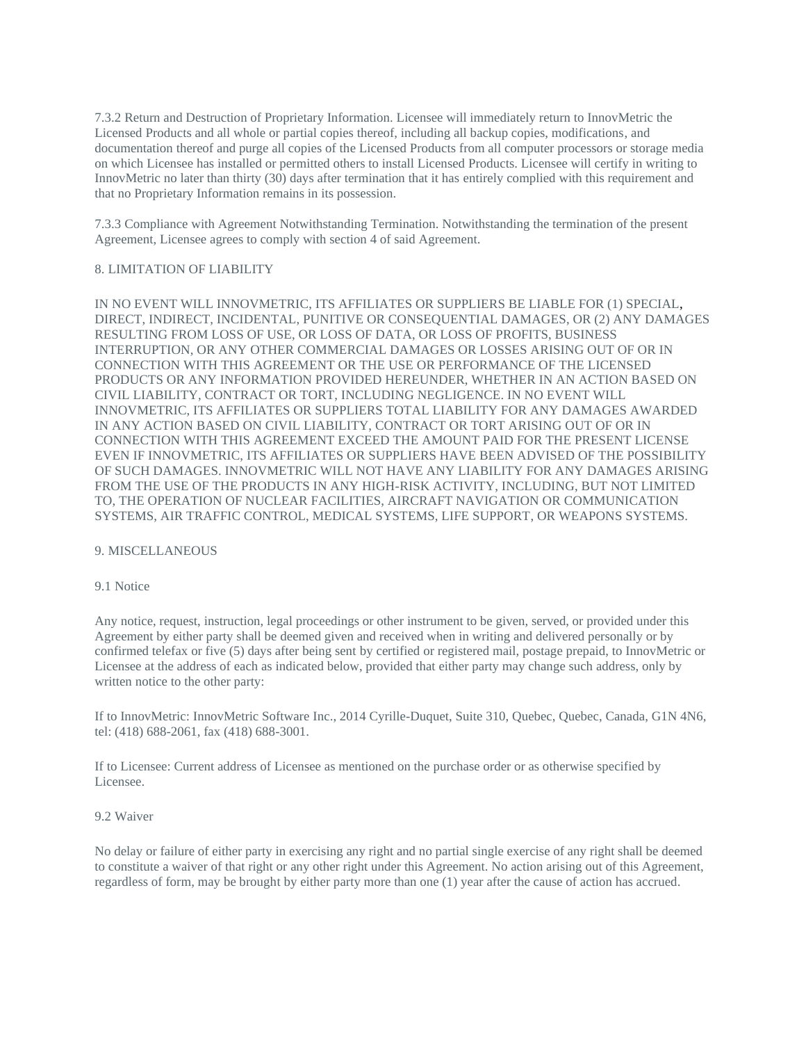7.3.2 Return and Destruction of Proprietary Information. Licensee will immediately return to InnovMetric the Licensed Products and all whole or partial copies thereof, including all backup copies, modifications, and documentation thereof and purge all copies of the Licensed Products from all computer processors or storage media on which Licensee has installed or permitted others to install Licensed Products. Licensee will certify in writing to InnovMetric no later than thirty (30) days after termination that it has entirely complied with this requirement and that no Proprietary Information remains in its possession.

7.3.3 Compliance with Agreement Notwithstanding Termination. Notwithstanding the termination of the present Agreement, Licensee agrees to comply with section 4 of said Agreement.

## 8. LIMITATION OF LIABILITY

IN NO EVENT WILL INNOVMETRIC, ITS AFFILIATES OR SUPPLIERS BE LIABLE FOR (1) SPECIAL, DIRECT, INDIRECT, INCIDENTAL, PUNITIVE OR CONSEQUENTIAL DAMAGES, OR (2) ANY DAMAGES RESULTING FROM LOSS OF USE, OR LOSS OF DATA, OR LOSS OF PROFITS, BUSINESS INTERRUPTION, OR ANY OTHER COMMERCIAL DAMAGES OR LOSSES ARISING OUT OF OR IN CONNECTION WITH THIS AGREEMENT OR THE USE OR PERFORMANCE OF THE LICENSED PRODUCTS OR ANY INFORMATION PROVIDED HEREUNDER, WHETHER IN AN ACTION BASED ON CIVIL LIABILITY, CONTRACT OR TORT, INCLUDING NEGLIGENCE. IN NO EVENT WILL INNOVMETRIC, ITS AFFILIATES OR SUPPLIERS TOTAL LIABILITY FOR ANY DAMAGES AWARDED IN ANY ACTION BASED ON CIVIL LIABILITY, CONTRACT OR TORT ARISING OUT OF OR IN CONNECTION WITH THIS AGREEMENT EXCEED THE AMOUNT PAID FOR THE PRESENT LICENSE EVEN IF INNOVMETRIC, ITS AFFILIATES OR SUPPLIERS HAVE BEEN ADVISED OF THE POSSIBILITY OF SUCH DAMAGES. INNOVMETRIC WILL NOT HAVE ANY LIABILITY FOR ANY DAMAGES ARISING FROM THE USE OF THE PRODUCTS IN ANY HIGH-RISK ACTIVITY, INCLUDING, BUT NOT LIMITED TO, THE OPERATION OF NUCLEAR FACILITIES, AIRCRAFT NAVIGATION OR COMMUNICATION SYSTEMS, AIR TRAFFIC CONTROL, MEDICAL SYSTEMS, LIFE SUPPORT, OR WEAPONS SYSTEMS.

## 9. MISCELLANEOUS

### 9.1 Notice

Any notice, request, instruction, legal proceedings or other instrument to be given, served, or provided under this Agreement by either party shall be deemed given and received when in writing and delivered personally or by confirmed telefax or five (5) days after being sent by certified or registered mail, postage prepaid, to InnovMetric or Licensee at the address of each as indicated below, provided that either party may change such address, only by written notice to the other party:

If to InnovMetric: InnovMetric Software Inc., 2014 Cyrille-Duquet, Suite 310, Quebec, Quebec, Canada, G1N 4N6, tel: (418) 688-2061, fax (418) 688-3001.

If to Licensee: Current address of Licensee as mentioned on the purchase order or as otherwise specified by Licensee.

### 9.2 Waiver

No delay or failure of either party in exercising any right and no partial single exercise of any right shall be deemed to constitute a waiver of that right or any other right under this Agreement. No action arising out of this Agreement, regardless of form, may be brought by either party more than one (1) year after the cause of action has accrued.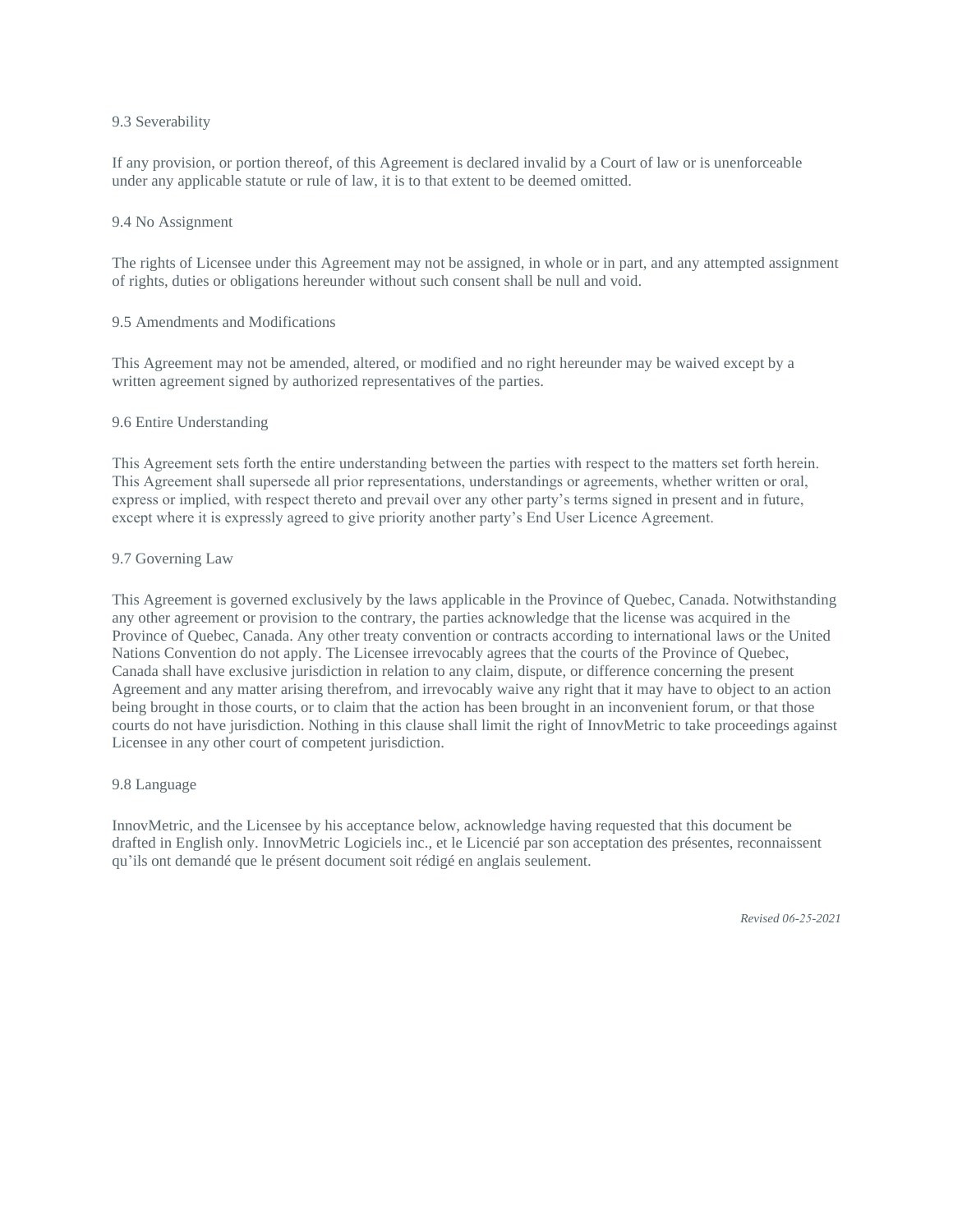### 9.3 Severability

If any provision, or portion thereof, of this Agreement is declared invalid by a Court of law or is unenforceable under any applicable statute or rule of law, it is to that extent to be deemed omitted.

### 9.4 No Assignment

The rights of Licensee under this Agreement may not be assigned, in whole or in part, and any attempted assignment of rights, duties or obligations hereunder without such consent shall be null and void.

### 9.5 Amendments and Modifications

This Agreement may not be amended, altered, or modified and no right hereunder may be waived except by a written agreement signed by authorized representatives of the parties.

### 9.6 Entire Understanding

This Agreement sets forth the entire understanding between the parties with respect to the matters set forth herein. This Agreement shall supersede all prior representations, understandings or agreements, whether written or oral, express or implied, with respect thereto and prevail over any other party's terms signed in present and in future, except where it is expressly agreed to give priority another party's End User Licence Agreement.

### 9.7 Governing Law

This Agreement is governed exclusively by the laws applicable in the Province of Quebec, Canada. Notwithstanding any other agreement or provision to the contrary, the parties acknowledge that the license was acquired in the Province of Quebec, Canada. Any other treaty convention or contracts according to international laws or the United Nations Convention do not apply. The Licensee irrevocably agrees that the courts of the Province of Quebec, Canada shall have exclusive jurisdiction in relation to any claim, dispute, or difference concerning the present Agreement and any matter arising therefrom, and irrevocably waive any right that it may have to object to an action being brought in those courts, or to claim that the action has been brought in an inconvenient forum, or that those courts do not have jurisdiction. Nothing in this clause shall limit the right of InnovMetric to take proceedings against Licensee in any other court of competent jurisdiction.

### 9.8 Language

InnovMetric, and the Licensee by his acceptance below, acknowledge having requested that this document be drafted in English only. InnovMetric Logiciels inc., et le Licencié par son acceptation des présentes, reconnaissent qu'ils ont demandé que le présent document soit rédigé en anglais seulement.

*Revised 06-25-2021*